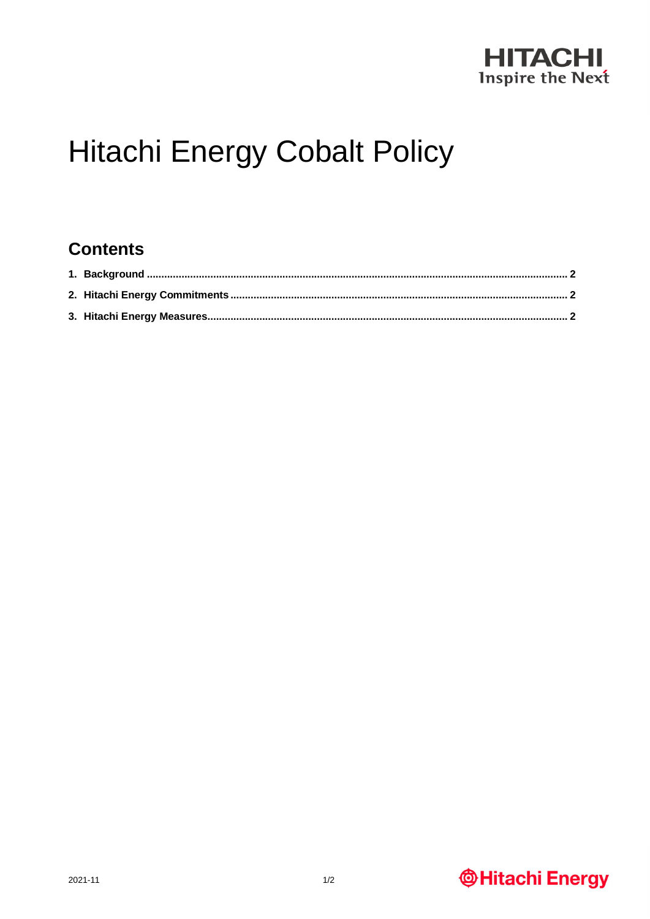# Hitachi Energy Cobalt Policy

## Contents

1. **Background** ........................................................................................................................................ **2**
2. **Hitachi Energy Commitments** ............................................................................................................ **2**
3. **Hitachi Energy Measures** .................................................................................................................... **2**

2021-11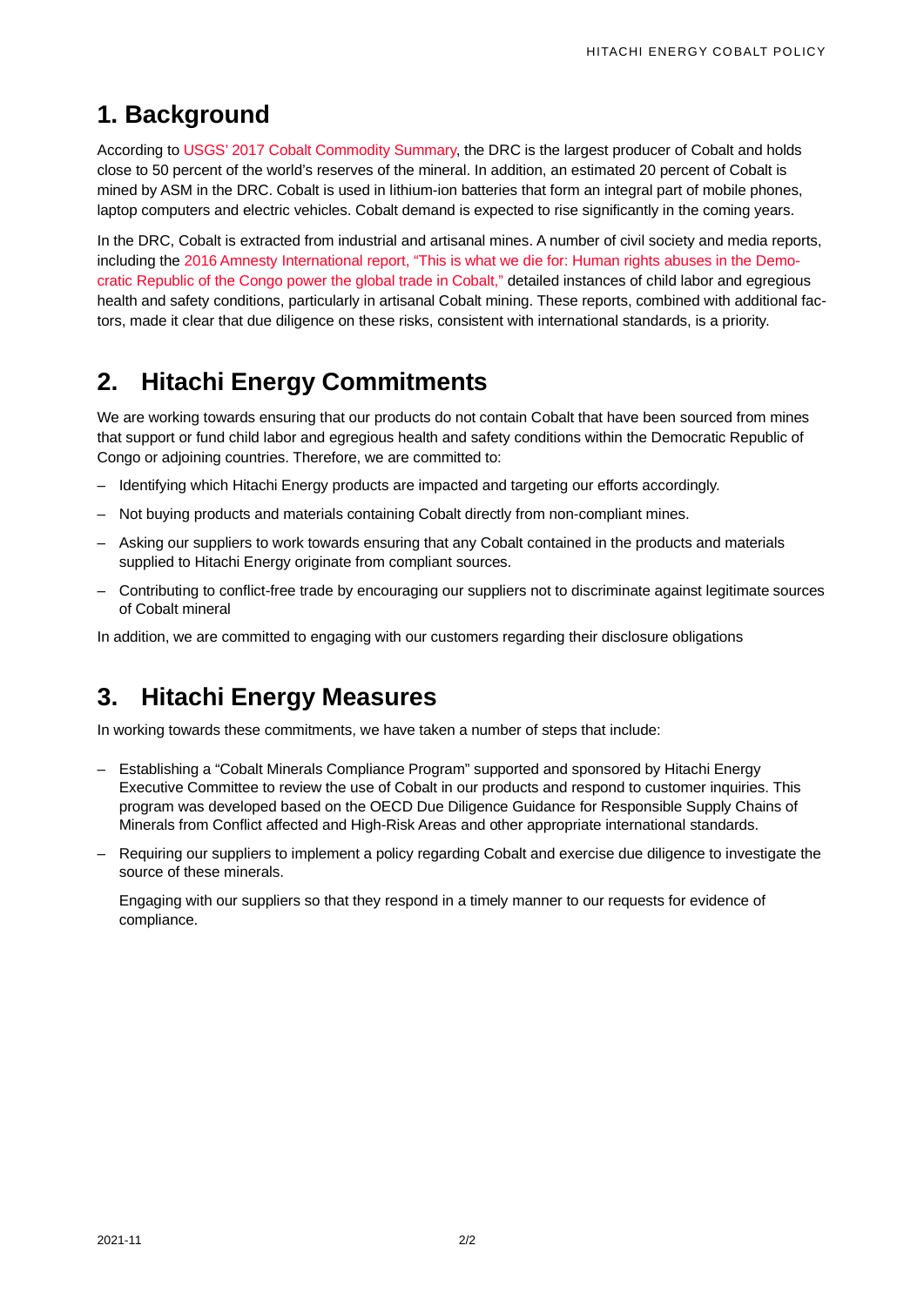## 1. Background

According to USGS' 2017 Cobalt Commodity Summary, the DRC is the largest producer of Cobalt and holds close to 50 percent of the world's reserves of the mineral. In addition, an estimated 20 percent of Cobalt is mined by ASM in the DRC. Cobalt is used in lithium-ion batteries that form an integral part of mobile phones, laptop computers and electric vehicles. Cobalt demand is expected to rise significantly in the coming years.

In the DRC, Cobalt is extracted from industrial and artisanal mines. A number of civil society and media reports, including the 2016 Amnesty International report, "This is what we die for: Human rights abuses in the Democratic Republic of the Congo power the global trade in Cobalt," detailed instances of child labor and egregious health and safety conditions, particularly in artisanal Cobalt mining. These reports, combined with additional factors, made it clear that due diligence on these risks, consistent with international standards, is a priority.

## 2. Hitachi Energy Commitments

We are working towards ensuring that our products do not contain Cobalt that have been sourced from mines that support or fund child labor and egregious health and safety conditions within the Democratic Republic of Congo or adjoining countries. Therefore, we are committed to:

- Identifying which Hitachi Energy products are impacted and targeting our efforts accordingly.
- Not buying products and materials containing Cobalt directly from non-compliant mines.
- Asking our suppliers to work towards ensuring that any Cobalt contained in the products and materials supplied to Hitachi Energy originate from compliant sources.
- Contributing to conflict-free trade by encouraging our suppliers not to discriminate against legitimate sources of Cobalt mineral

In addition, we are committed to engaging with our customers regarding their disclosure obligations

## 3. Hitachi Energy Measures

In working towards these commitments, we have taken a number of steps that include:

- Establishing a "Cobalt Minerals Compliance Program" supported and sponsored by Hitachi Energy Executive Committee to review the use of Cobalt in our products and respond to customer inquiries. This program was developed based on the OECD Due Diligence Guidance for Responsible Supply Chains of Minerals from Conflict affected and High-Risk Areas and other appropriate international standards.
- Requiring our suppliers to implement a policy regarding Cobalt and exercise due diligence to investigate the source of these minerals.

  Engaging with our suppliers so that they respond in a timely manner to our requests for evidence of compliance.

2021-11